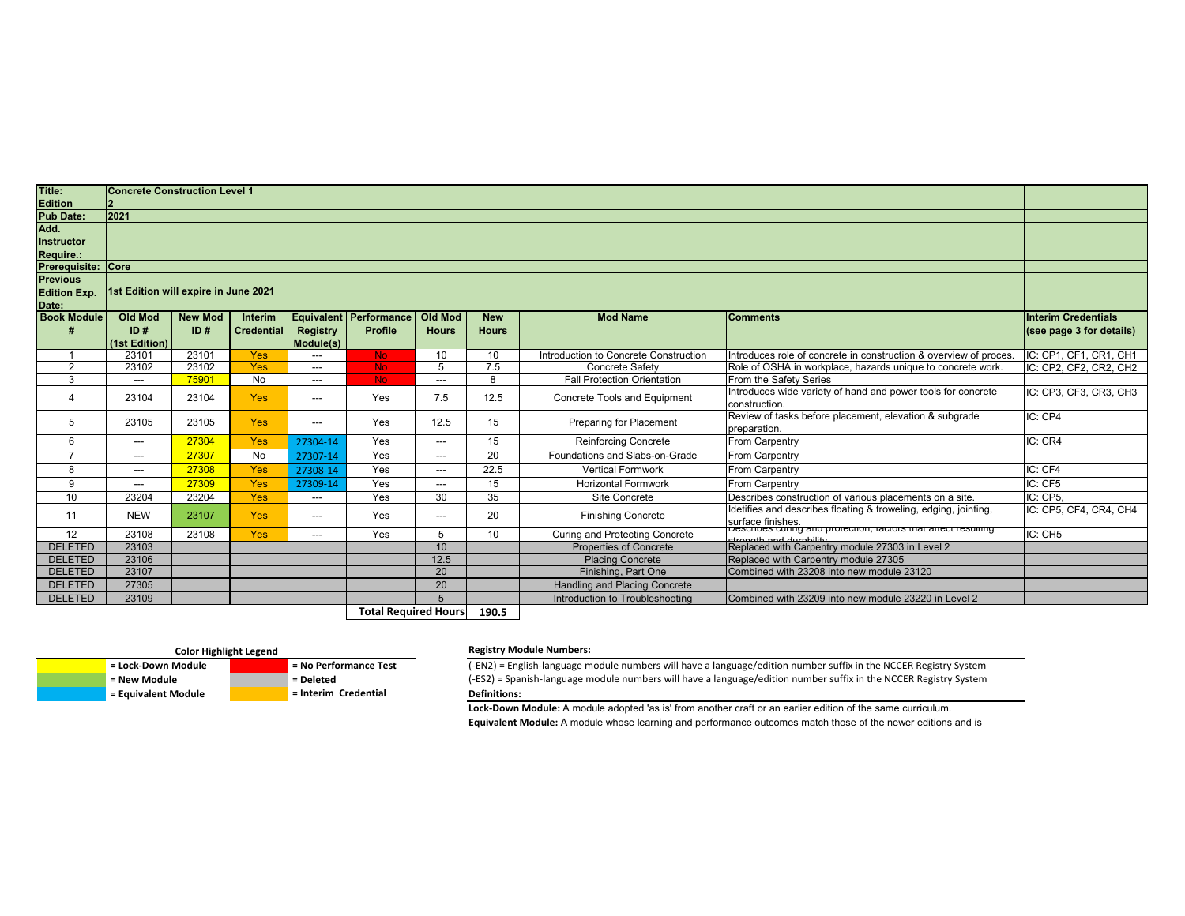| Title: | Concrete Construction Level 1 | | | | | | | | | |
|---|---|---|---|---|---|---|---|---|---|---|
| Edition | 2 | | | | | | | | | |
| Pub Date: | 2021 | | | | | | | | | |
| Add. Instructor Require.: | | | | | | | | | | |
| Prerequisite: | Core | | | | | | | | | |
| Previous Edition Exp. Date: | 1st Edition will expire in June 2021 | | | | | | | | | |
| **Book Module #** | **Old Mod ID # (1st Edition)** | **New Mod ID #** | **Interim Credential** | **Equivalent Registry Module(s)** | **Performance Profile** | **Old Mod Hours** | **New Hours** | **Mod Name** | **Comments** | **Interim Credentials (see page 3 for details)** |
| 1 | 23101 | 23101 | Yes | --- | No | 10 | 10 | Introduction to Concrete Construction | Introduces role of concrete in construction & overview of proces. | IC: CP1, CF1, CR1, CH1 |
| 2 | 23102 | 23102 | Yes | --- | No | 5 | 7.5 | Concrete Safety | Role of OSHA in workplace, hazards unique to concrete work. | IC: CP2, CF2, CR2, CH2 |
| 3 | --- | 75901 | No | --- | No | --- | 8 | Fall Protection Orientation | From the Safety Series | |
| 4 | 23104 | 23104 | Yes | --- | Yes | 7.5 | 12.5 | Concrete Tools and Equipment | Introduces wide variety of hand and power tools for concrete construction. | IC: CP3, CF3, CR3, CH3 |
| 5 | 23105 | 23105 | Yes | --- | Yes | 12.5 | 15 | Preparing for Placement | Review of tasks before placement, elevation & subgrade preparation. | IC: CP4 |
| 6 | --- | 27304 | Yes | 27304-14 | Yes | --- | 15 | Reinforcing Concrete | From Carpentry | IC: CR4 |
| 7 | --- | 27307 | No | 27307-14 | Yes | --- | 20 | Foundations and Slabs-on-Grade | From Carpentry | |
| 8 | --- | 27308 | Yes | 27308-14 | Yes | --- | 22.5 | Vertical Formwork | From Carpentry | IC: CF4 |
| 9 | --- | 27309 | Yes | 27309-14 | Yes | --- | 15 | Horizontal Formwork | From Carpentry | IC: CF5 |
| 10 | 23204 | 23204 | Yes | --- | Yes | 30 | 35 | Site Concrete | Describes construction of various placements on a site. | IC: CP5, |
| 11 | NEW | 23107 | Yes | --- | Yes | --- | 20 | Finishing Concrete | Idetifies and describes floating & troweling, edging, jointing, surface finishes. | IC: CP5, CF4, CR4, CH4 |
| 12 | 23108 | 23108 | Yes | --- | Yes | 5 | 10 | Curing and Protecting Concrete | Describes curing and protection, factors that affect resulting strength and durability. | IC: CH5 |
| DELETED | 23103 | | | | | 10 | | Properties of Concrete | Replaced with Carpentry module 27303 in Level 2 | |
| DELETED | 23106 | | | | | 12.5 | | Placing Concrete | Replaced with Carpentry module 27305 | |
| DELETED | 23107 | | | | | 20 | | Finishing, Part One | Combined with 23208 into new module 23120 | |
| DELETED | 27305 | | | | | 20 | | Handling and Placing Concrete | | |
| DELETED | 23109 | | | | | 5 | | Introduction to Troubleshooting | Combined with 23209 into new module 23220 in Level 2 | |
| | | | | | **Total Required Hours** | | **190.5** | | | |

**Color Highlight Legend**

| Color | Meaning | Color | Meaning |
|---|---|---|---|
| Yellow | = Lock-Down Module | Red | = No Performance Test |
| Green | = New Module | Gray | = Deleted |
| Blue | = Equivalent Module | Orange | = Interim Credential |

**Registry Module Numbers:**

(-EN2) = English-language module numbers will have a language/edition number suffix in the NCCER Registry System

(-ES2) = Spanish-language module numbers will have a language/edition number suffix in the NCCER Registry System

**Definitions:**

**Lock-Down Module:** A module adopted 'as is' from another craft or an earlier edition of the same curriculum.

**Equivalent Module:** A module whose learning and performance outcomes match those of the newer editions and is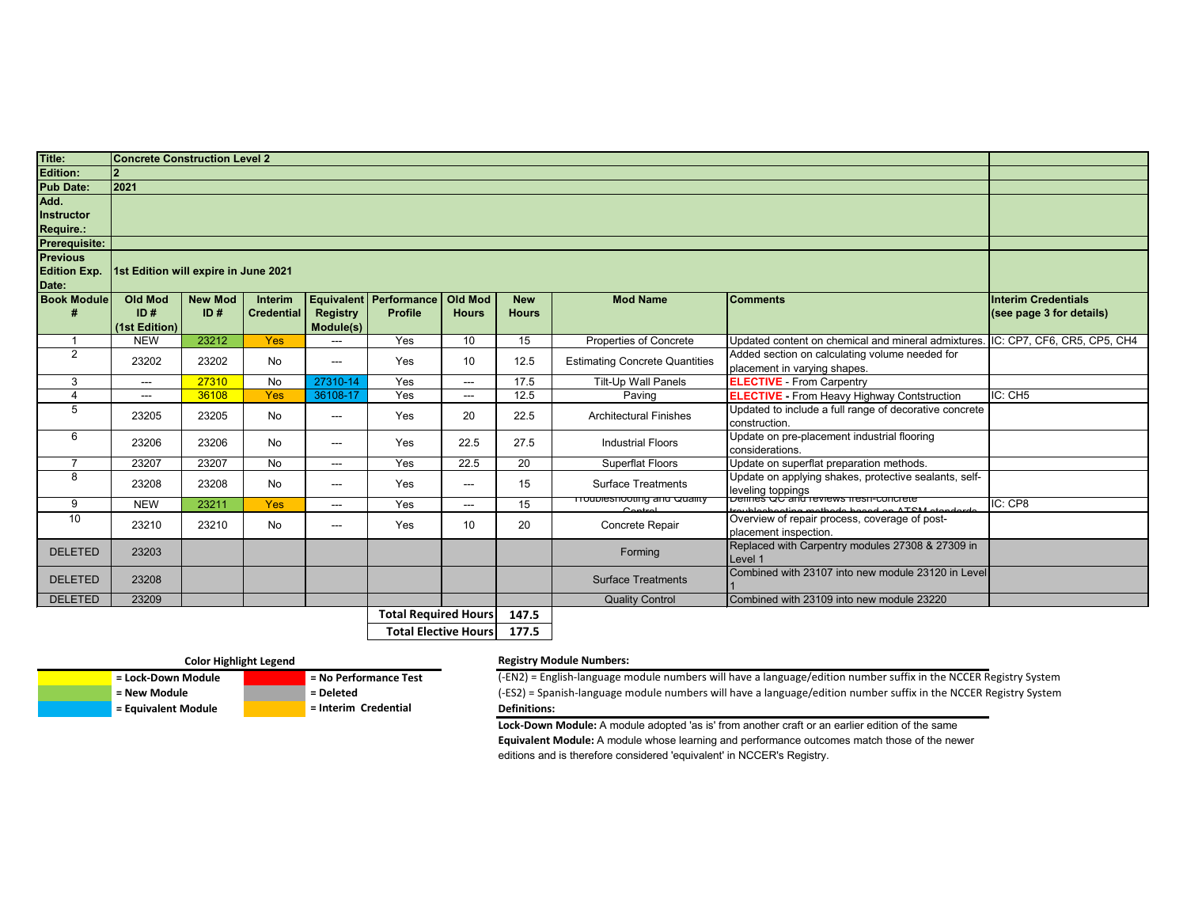| Title: | Concrete Construction Level 2 | | | | | | | | | |
|---|---|---|---|---|---|---|---|---|---|---|
| Edition: | 2 | | | | | | | | | |
| Pub Date: | 2021 | | | | | | | | | |
| Add. Instructor Require.: | | | | | | | | | | |
| Prerequisite: | | | | | | | | | | |
| Previous Edition Exp. Date: | 1st Edition will expire in June 2021 | | | | | | | | | |
| **Book Module #** | **Old Mod ID # (1st Edition)** | **New Mod ID #** | **Interim Credential** | **Equivalent Registry Module(s)** | **Performance Profile** | **Old Mod Hours** | **New Hours** | **Mod Name** | **Comments** | **Interim Credentials (see page 3 for details)** |
| 1 | NEW | 23212 | Yes | --- | Yes | 10 | 15 | Properties of Concrete | Updated content on chemical and mineral admixtures. | IC: CP7, CF6, CR5, CP5, CH4 |
| 2 | 23202 | 23202 | No | --- | Yes | 10 | 12.5 | Estimating Concrete Quantities | Added section on calculating volume needed for placement in varying shapes. | |
| 3 | --- | 27310 | No | 27310-14 | Yes | --- | 17.5 | Tilt-Up Wall Panels | **ELECTIVE** - From Carpentry | |
| 4 | --- | 36108 | Yes | 36108-17 | Yes | --- | 12.5 | Paving | **ELECTIVE** - From Heavy Highway Contstruction | IC: CH5 |
| 5 | 23205 | 23205 | No | --- | Yes | 20 | 22.5 | Architectural Finishes | Updated to include a full range of decorative concrete construction. | |
| 6 | 23206 | 23206 | No | --- | Yes | 22.5 | 27.5 | Industrial Floors | Update on pre-placement industrial flooring considerations. | |
| 7 | 23207 | 23207 | No | --- | Yes | 22.5 | 20 | Superflat Floors | Update on superflat preparation methods. | |
| 8 | 23208 | 23208 | No | --- | Yes | --- | 15 | Surface Treatments | Update on applying shakes, protective sealants, self-leveling toppings | |
| 9 | NEW | 23211 | Yes | --- | Yes | --- | 15 | Troubleshooting and Quality Control | Defines QC and reviews fresh-concrete troubleshooting methods based on ATSM standards | IC: CP8 |
| 10 | 23210 | 23210 | No | --- | Yes | 10 | 20 | Concrete Repair | Overview of repair process, coverage of post-placement inspection. | |
| DELETED | 23203 | | | | | | | Forming | Replaced with Carpentry modules 27308 & 27309 in Level 1 | |
| DELETED | 23208 | | | | | | | Surface Treatments | Combined with 23107 into new module 23120 in Level 1 | |
| DELETED | 23209 | | | | | | | Quality Control | Combined with 23109 into new module 23220 | |
| | | | | | **Total Required Hours** | | **147.5** | | | |
| | | | | | **Total Elective Hours** | | **177.5** | | | |

**Color Highlight Legend**

| Color | Meaning | Color | Meaning |
|---|---|---|---|
| Yellow | **= Lock-Down Module** | Red | **= No Performance Test** |
| Green | **= New Module** | Gray | **= Deleted** |
| Blue | **= Equivalent Module** | Orange | **= Interim Credential** |

**Registry Module Numbers:**

(-EN2) = English-language module numbers will have a language/edition number suffix in the NCCER Registry System

(-ES2) = Spanish-language module numbers will have a language/edition number suffix in the NCCER Registry System

**Definitions:**

**Lock-Down Module:** A module adopted 'as is' from another craft or an earlier edition of the same

**Equivalent Module:** A module whose learning and performance outcomes match those of the newer editions and is therefore considered 'equivalent' in NCCER's Registry.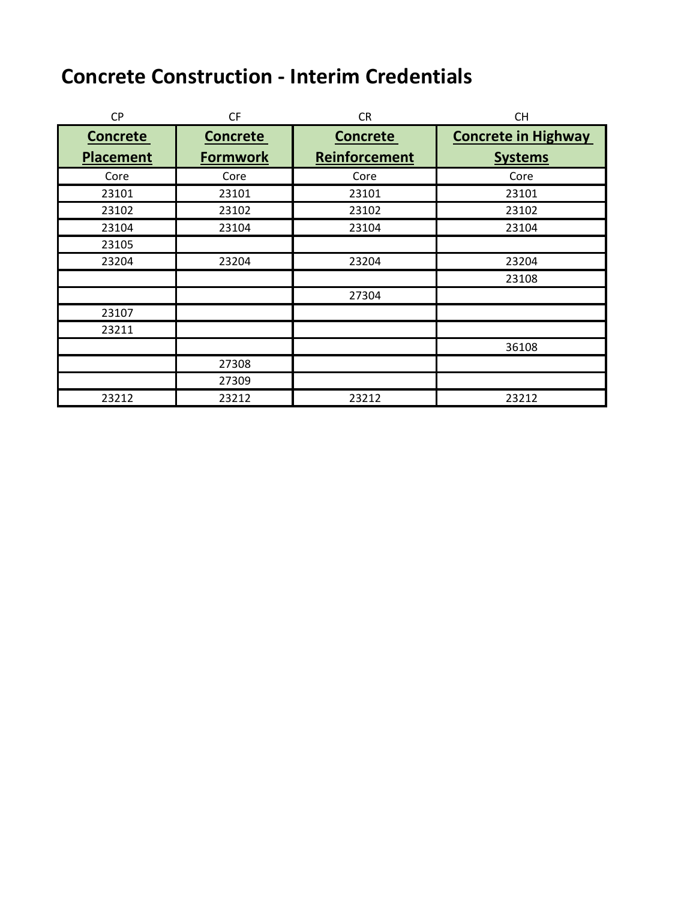# Concrete Construction - Interim Credentials

| CP | CF | CR | CH |
|---|---|---|---|
| **Concrete Placement** | **Concrete Formwork** | **Concrete Reinforcement** | **Concrete in Highway Systems** |
| Core | Core | Core | Core |
| 23101 | 23101 | 23101 | 23101 |
| 23102 | 23102 | 23102 | 23102 |
| 23104 | 23104 | 23104 | 23104 |
| 23105 | | | |
| 23204 | 23204 | 23204 | 23204 |
| | | | 23108 |
| | | 27304 | |
| 23107 | | | |
| 23211 | | | |
| | | | 36108 |
| | 27308 | | |
| | 27309 | | |
| 23212 | 23212 | 23212 | 23212 |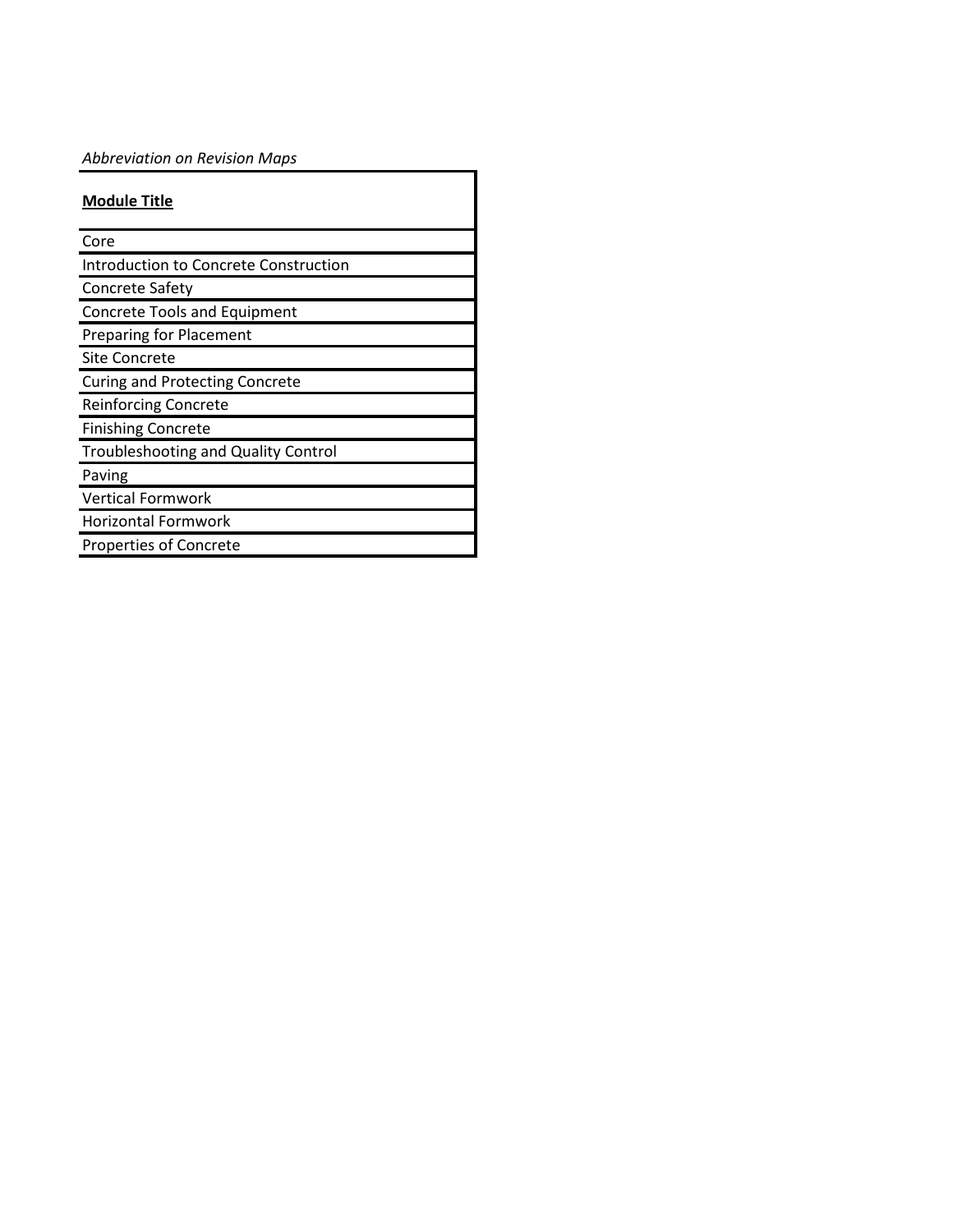*Abbreviation on Revision Maps*

| **Module Title** |
| --- |
| Core |
| Introduction to Concrete Construction |
| Concrete Safety |
| Concrete Tools and Equipment |
| Preparing for Placement |
| Site Concrete |
| Curing and Protecting Concrete |
| Reinforcing Concrete |
| Finishing Concrete |
| Troubleshooting and Quality Control |
| Paving |
| Vertical Formwork |
| Horizontal Formwork |
| Properties of Concrete |